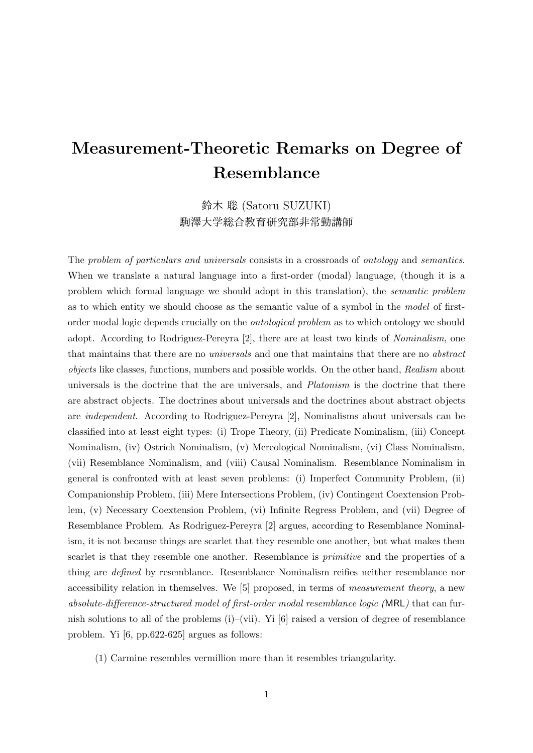# Measurement-Theoretic Remarks on Degree of Resemblance

鈴木 聡 (Satoru SUZUKI)
駒澤大学総合教育研究部非常勤講師

The *problem of particulars and universals* consists in a crossroads of *ontology* and *semantics*. When we translate a natural language into a first-order (modal) language, (though it is a problem which formal language we should adopt in this translation), the *semantic problem* as to which entity we should choose as the semantic value of a symbol in the *model* of first-order modal logic depends crucially on the *ontological problem* as to which ontology we should adopt. According to Rodriguez-Pereyra [2], there are at least two kinds of *Nominalism*, one that maintains that there are no *universals* and one that maintains that there are no *abstract objects* like classes, functions, numbers and possible worlds. On the other hand, *Realism* about universals is the doctrine that the are universals, and *Platonism* is the doctrine that there are abstract objects. The doctrines about universals and the doctrines about abstract objects are *independent*. According to Rodriguez-Pereyra [2], Nominalisms about universals can be classified into at least eight types: (i) Trope Theory, (ii) Predicate Nominalism, (iii) Concept Nominalism, (iv) Ostrich Nominalism, (v) Mereological Nominalism, (vi) Class Nominalism, (vii) Resemblance Nominalism, and (viii) Causal Nominalism. Resemblance Nominalism in general is confronted with at least seven problems: (i) Imperfect Community Problem, (ii) Companionship Problem, (iii) Mere Intersections Problem, (iv) Contingent Coextension Problem, (v) Necessary Coextension Problem, (vi) Infinite Regress Problem, and (vii) Degree of Resemblance Problem. As Rodriguez-Pereyra [2] argues, according to Resemblance Nominalism, it is not because things are scarlet that they resemble one another, but what makes them scarlet is that they resemble one another. Resemblance is *primitive* and the properties of a thing are *defined* by resemblance. Resemblance Nominalism reifies neither resemblance nor accessibility relation in themselves. We [5] proposed, in terms of *measurement theory*, a new *absolute-difference-structured model of first-order modal resemblance logic (*MRL*)* that can furnish solutions to all of the problems (i)–(vii). Yi [6] raised a version of degree of resemblance problem. Yi [6, pp.622-625] argues as follows:

(1) Carmine resembles vermillion more than it resembles triangularity.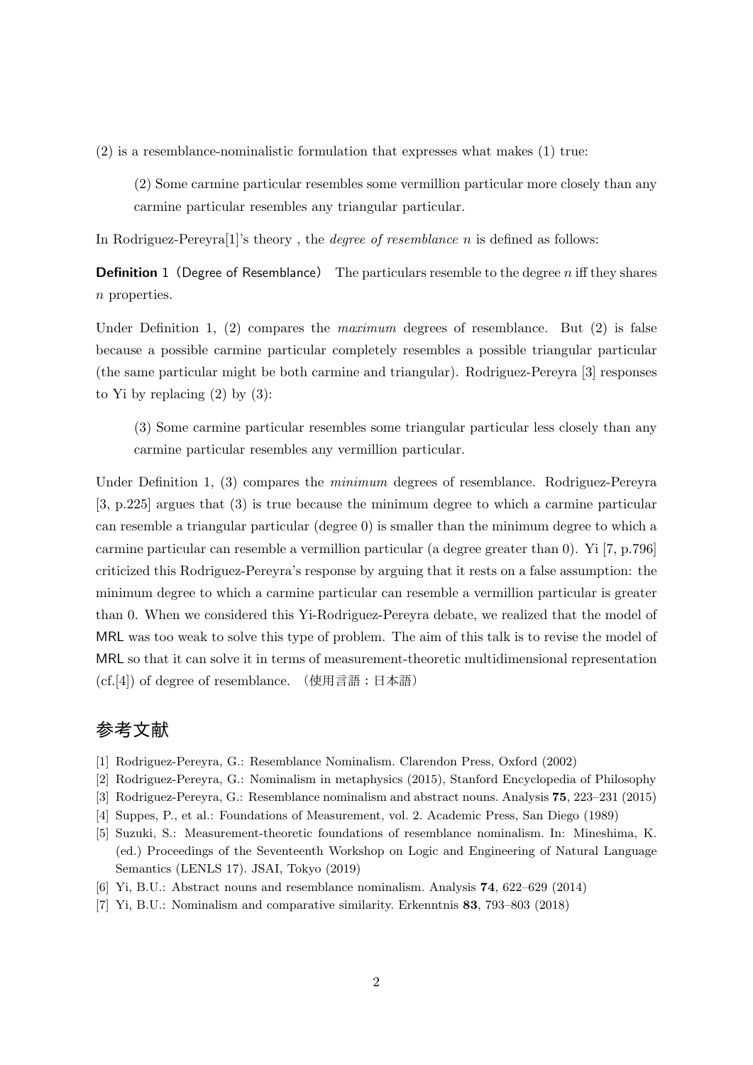(2) is a resemblance-nominalistic formulation that expresses what makes (1) true:

> (2) Some carmine particular resembles some vermillion particular more closely than any carmine particular resembles any triangular particular.

In Rodriguez-Pereyra[1]'s theory , the *degree of resemblance* $n$ is defined as follows:

**Definition** 1（Degree of Resemblance） The particulars resemble to the degree $n$ iff they shares $n$ properties.

Under Definition 1, (2) compares the *maximum* degrees of resemblance. But (2) is false because a possible carmine particular completely resembles a possible triangular particular (the same particular might be both carmine and triangular). Rodriguez-Pereyra [3] responses to Yi by replacing (2) by (3):

> (3) Some carmine particular resembles some triangular particular less closely than any carmine particular resembles any vermillion particular.

Under Definition 1, (3) compares the *minimum* degrees of resemblance. Rodriguez-Pereyra [3, p.225] argues that (3) is true because the minimum degree to which a carmine particular can resemble a triangular particular (degree 0) is smaller than the minimum degree to which a carmine particular can resemble a vermillion particular (a degree greater than 0). Yi [7, p.796] criticized this Rodriguez-Pereyra's response by arguing that it rests on a false assumption: the minimum degree to which a carmine particular can resemble a vermillion particular is greater than 0. When we considered this Yi-Rodriguez-Pereyra debate, we realized that the model of MRL was too weak to solve this type of problem. The aim of this talk is to revise the model of MRL so that it can solve it in terms of measurement-theoretic multidimensional representation (cf.[4]) of degree of resemblance. （使用言語：日本語）

## 参考文献

- [1] Rodriguez-Pereyra, G.: Resemblance Nominalism. Clarendon Press, Oxford (2002)
- [2] Rodriguez-Pereyra, G.: Nominalism in metaphysics (2015), Stanford Encyclopedia of Philosophy
- [3] Rodriguez-Pereyra, G.: Resemblance nominalism and abstract nouns. Analysis **75**, 223–231 (2015)
- [4] Suppes, P., et al.: Foundations of Measurement, vol. 2. Academic Press, San Diego (1989)
- [5] Suzuki, S.: Measurement-theoretic foundations of resemblance nominalism. In: Mineshima, K. (ed.) Proceedings of the Seventeenth Workshop on Logic and Engineering of Natural Language Semantics (LENLS 17). JSAI, Tokyo (2019)
- [6] Yi, B.U.: Abstract nouns and resemblance nominalism. Analysis **74**, 622–629 (2014)
- [7] Yi, B.U.: Nominalism and comparative similarity. Erkenntnis **83**, 793–803 (2018)